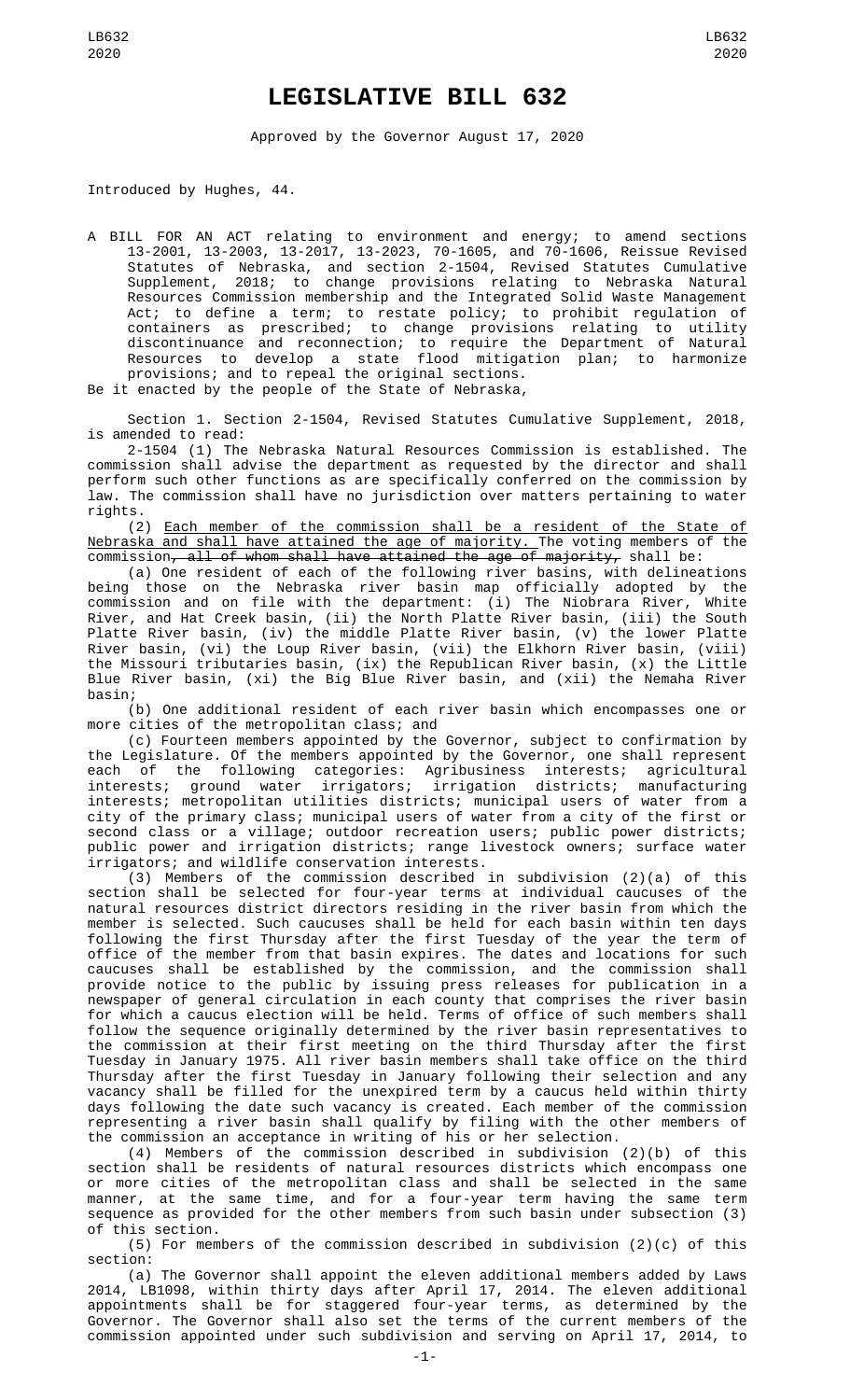# LEGISLATIVE BILL 632

Approved by the Governor August 17, 2020

Introduced by Hughes, 44.

A BILL FOR AN ACT relating to environment and energy; to amend sections 13-2001, 13-2003, 13-2017, 13-2023, 70-1605, and 70-1606, Reissue Revised Statutes of Nebraska, and section 2-1504, Revised Statutes Cumulative Supplement, 2018; to change provisions relating to Nebraska Natural Resources Commission membership and the Integrated Solid Waste Management Act; to define a term; to restate policy; to prohibit regulation of containers as prescribed; to change provisions relating to utility discontinuance and reconnection; to require the Department of Natural Resources to develop a state flood mitigation plan; to harmonize provisions; and to repeal the original sections.

Be it enacted by the people of the State of Nebraska,

Section 1. Section 2-1504, Revised Statutes Cumulative Supplement, 2018, is amended to read:

2-1504 (1) The Nebraska Natural Resources Commission is established. The commission shall advise the department as requested by the director and shall perform such other functions as are specifically conferred on the commission by law. The commission shall have no jurisdiction over matters pertaining to water rights.

(2) Each member of the commission shall be a resident of the State of Nebraska and shall have attained the age of majority. The voting members of the commission~~, all of whom shall have attained the age of majority,~~ shall be:

(a) One resident of each of the following river basins, with delineations being those on the Nebraska river basin map officially adopted by the commission and on file with the department: (i) The Niobrara River, White River, and Hat Creek basin, (ii) the North Platte River basin, (iii) the South Platte River basin, (iv) the middle Platte River basin, (v) the lower Platte River basin, (vi) the Loup River basin, (vii) the Elkhorn River basin, (viii) the Missouri tributaries basin, (ix) the Republican River basin, (x) the Little Blue River basin, (xi) the Big Blue River basin, and (xii) the Nemaha River basin;

(b) One additional resident of each river basin which encompasses one or more cities of the metropolitan class; and

(c) Fourteen members appointed by the Governor, subject to confirmation by the Legislature. Of the members appointed by the Governor, one shall represent each of the following categories: Agribusiness interests; agricultural interests; ground water irrigators; irrigation districts; manufacturing interests; metropolitan utilities districts; municipal users of water from a city of the primary class; municipal users of water from a city of the first or second class or a village; outdoor recreation users; public power districts; public power and irrigation districts; range livestock owners; surface water irrigators; and wildlife conservation interests.

(3) Members of the commission described in subdivision (2)(a) of this section shall be selected for four-year terms at individual caucuses of the natural resources district directors residing in the river basin from which the member is selected. Such caucuses shall be held for each basin within ten days following the first Thursday after the first Tuesday of the year the term of office of the member from that basin expires. The dates and locations for such caucuses shall be established by the commission, and the commission shall provide notice to the public by issuing press releases for publication in a newspaper of general circulation in each county that comprises the river basin for which a caucus election will be held. Terms of office of such members shall follow the sequence originally determined by the river basin representatives to the commission at their first meeting on the third Thursday after the first Tuesday in January 1975. All river basin members shall take office on the third Thursday after the first Tuesday in January following their selection and any vacancy shall be filled for the unexpired term by a caucus held within thirty days following the date such vacancy is created. Each member of the commission representing a river basin shall qualify by filing with the other members of the commission an acceptance in writing of his or her selection.

(4) Members of the commission described in subdivision (2)(b) of this section shall be residents of natural resources districts which encompass one or more cities of the metropolitan class and shall be selected in the same manner, at the same time, and for a four-year term having the same term sequence as provided for the other members from such basin under subsection (3) of this section.

(5) For members of the commission described in subdivision (2)(c) of this section:

(a) The Governor shall appoint the eleven additional members added by Laws 2014, LB1098, within thirty days after April 17, 2014. The eleven additional appointments shall be for staggered four-year terms, as determined by the Governor. The Governor shall also set the terms of the current members of the commission appointed under such subdivision and serving on April 17, 2014, to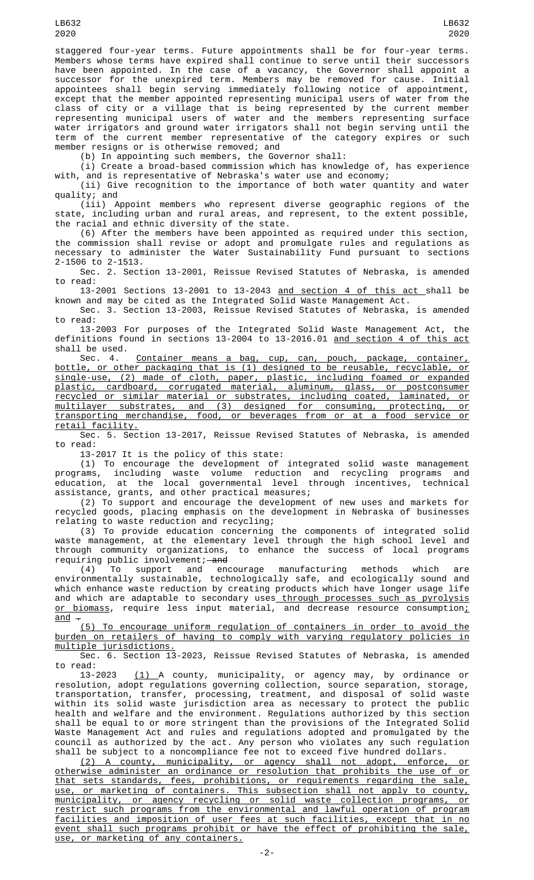staggered four-year terms. Future appointments shall be for four-year terms. Members whose terms have expired shall continue to serve until their successors have been appointed. In the case of a vacancy, the Governor shall appoint a successor for the unexpired term. Members may be removed for cause. Initial appointees shall begin serving immediately following notice of appointment, except that the member appointed representing municipal users of water from the class of city or a village that is being represented by the current member representing municipal users of water and the members representing surface water irrigators and ground water irrigators shall not begin serving until the term of the current member representative of the category expires or such member resigns or is otherwise removed; and

(b) In appointing such members, the Governor shall:

(i) Create a broad-based commission which has knowledge of, has experience with, and is representative of Nebraska's water use and economy;

(ii) Give recognition to the importance of both water quantity and water quality; and

(iii) Appoint members who represent diverse geographic regions of the state, including urban and rural areas, and represent, to the extent possible, the racial and ethnic diversity of the state.

(6) After the members have been appointed as required under this section, the commission shall revise or adopt and promulgate rules and regulations as necessary to administer the Water Sustainability Fund pursuant to sections 2-1506 to 2-1513.

Sec. 2. Section 13-2001, Reissue Revised Statutes of Nebraska, is amended to read:

13-2001 Sections 13-2001 to 13-2043 and section 4 of this act shall be known and may be cited as the Integrated Solid Waste Management Act.

Sec. 3. Section 13-2003, Reissue Revised Statutes of Nebraska, is amended to read:

13-2003 For purposes of the Integrated Solid Waste Management Act, the definitions found in sections 13-2004 to 13-2016.01 and section 4 of this act shall be used.

Sec. 4. Container means a bag, cup, can, pouch, package, container, bottle, or other packaging that is (1) designed to be reusable, recyclable, or single-use, (2) made of cloth, paper, plastic, including foamed or expanded plastic, cardboard, corrugated material, aluminum, glass, or postconsumer recycled or similar material or substrates, including coated, laminated, or multilayer substrates, and (3) designed for consuming, protecting, or transporting merchandise, food, or beverages from or at a food service or retail facility.

Sec. 5. Section 13-2017, Reissue Revised Statutes of Nebraska, is amended to read:

13-2017 It is the policy of this state:

(1) To encourage the development of integrated solid waste management programs, including waste volume reduction and recycling programs and education, at the local governmental level through incentives, technical assistance, grants, and other practical measures;

(2) To support and encourage the development of new uses and markets for recycled goods, placing emphasis on the development in Nebraska of businesses relating to waste reduction and recycling;

(3) To provide education concerning the components of integrated solid waste management, at the elementary level through the high school level and through community organizations, to enhance the success of local programs requiring public involvement; ~~and~~

(4) To support and encourage manufacturing methods which are environmentally sustainable, technologically safe, and ecologically sound and which enhance waste reduction by creating products which have longer usage life and which are adaptable to secondary uses through processes such as pyrolysis or biomass, require less input material, and decrease resource consumption; and ~~.~~

(5) To encourage uniform regulation of containers in order to avoid the burden on retailers of having to comply with varying regulatory policies in multiple jurisdictions.

Sec. 6. Section 13-2023, Reissue Revised Statutes of Nebraska, is amended to read:

13-2023 (1) A county, municipality, or agency may, by ordinance or resolution, adopt regulations governing collection, source separation, storage, transportation, transfer, processing, treatment, and disposal of solid waste within its solid waste jurisdiction area as necessary to protect the public health and welfare and the environment. Regulations authorized by this section shall be equal to or more stringent than the provisions of the Integrated Solid Waste Management Act and rules and regulations adopted and promulgated by the council as authorized by the act. Any person who violates any such regulation shall be subject to a noncompliance fee not to exceed five hundred dollars.

(2) A county, municipality, or agency shall not adopt, enforce, or otherwise administer an ordinance or resolution that prohibits the use of or that sets standards, fees, prohibitions, or requirements regarding the sale, use, or marketing of containers. This subsection shall not apply to county, municipality, or agency recycling or solid waste collection programs, or restrict such programs from the environmental and lawful operation of program facilities and imposition of user fees at such facilities, except that in no event shall such programs prohibit or have the effect of prohibiting the sale, use, or marketing of any containers.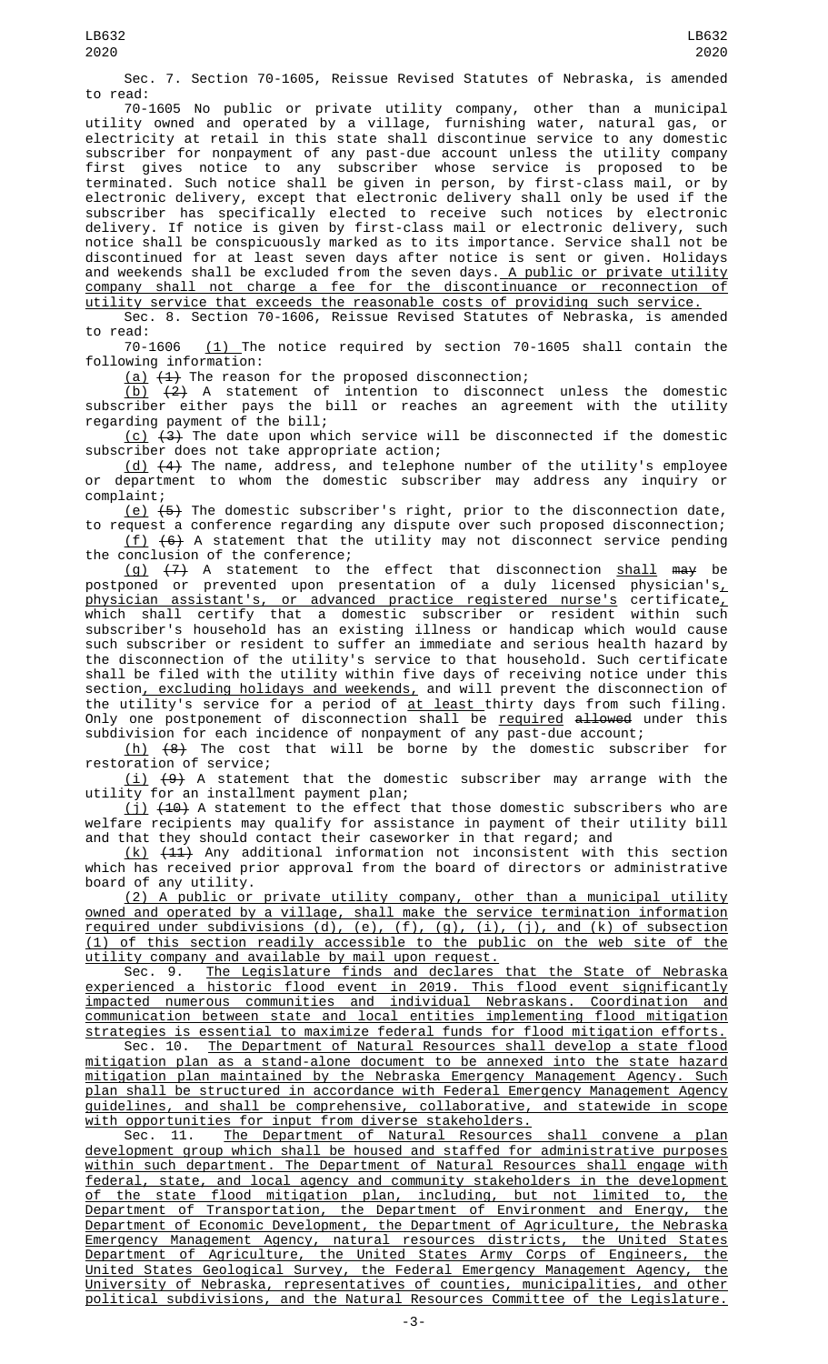Sec. 7. Section 70-1605, Reissue Revised Statutes of Nebraska, is amended to read:

70-1605 No public or private utility company, other than a municipal utility owned and operated by a village, furnishing water, natural gas, or electricity at retail in this state shall discontinue service to any domestic subscriber for nonpayment of any past-due account unless the utility company first gives notice to any subscriber whose service is proposed to be terminated. Such notice shall be given in person, by first-class mail, or by electronic delivery, except that electronic delivery shall only be used if the subscriber has specifically elected to receive such notices by electronic delivery. If notice is given by first-class mail or electronic delivery, such notice shall be conspicuously marked as to its importance. Service shall not be discontinued for at least seven days after notice is sent or given. Holidays and weekends shall be excluded from the seven days. A public or private utility company shall not charge a fee for the discontinuance or reconnection of utility service that exceeds the reasonable costs of providing such service.

Sec. 8. Section 70-1606, Reissue Revised Statutes of Nebraska, is amended to read:

70-1606 (1) The notice required by section 70-1605 shall contain the following information:

(a) ~~(1)~~ The reason for the proposed disconnection;

(b) ~~(2)~~ A statement of intention to disconnect unless the domestic subscriber either pays the bill or reaches an agreement with the utility regarding payment of the bill;

(c) ~~(3)~~ The date upon which service will be disconnected if the domestic subscriber does not take appropriate action;

(d) ~~(4)~~ The name, address, and telephone number of the utility's employee or department to whom the domestic subscriber may address any inquiry or complaint;

(e) ~~(5)~~ The domestic subscriber's right, prior to the disconnection date, to request a conference regarding any dispute over such proposed disconnection;

(f) ~~(6)~~ A statement that the utility may not disconnect service pending the conclusion of the conference;

(g) ~~(7)~~ A statement to the effect that disconnection shall ~~may~~ be postponed or prevented upon presentation of a duly licensed physician's, physician assistant's, or advanced practice registered nurse's certificate, which shall certify that a domestic subscriber or resident within such subscriber's household has an existing illness or handicap which would cause such subscriber or resident to suffer an immediate and serious health hazard by the disconnection of the utility's service to that household. Such certificate shall be filed with the utility within five days of receiving notice under this section, excluding holidays and weekends, and will prevent the disconnection of the utility's service for a period of at least thirty days from such filing. Only one postponement of disconnection shall be required ~~allowed~~ under this subdivision for each incidence of nonpayment of any past-due account;

(h) ~~(8)~~ The cost that will be borne by the domestic subscriber for restoration of service;

(i) ~~(9)~~ A statement that the domestic subscriber may arrange with the utility for an installment payment plan;

(j) ~~(10)~~ A statement to the effect that those domestic subscribers who are welfare recipients may qualify for assistance in payment of their utility bill and that they should contact their caseworker in that regard; and

(k) ~~(11)~~ Any additional information not inconsistent with this section which has received prior approval from the board of directors or administrative board of any utility.

(2) A public or private utility company, other than a municipal utility owned and operated by a village, shall make the service termination information required under subdivisions (d), (e), (f), (g), (i), (j), and (k) of subsection (1) of this section readily accessible to the public on the web site of the utility company and available by mail upon request.

Sec. 9. The Legislature finds and declares that the State of Nebraska experienced a historic flood event in 2019. This flood event significantly impacted numerous communities and individual Nebraskans. Coordination and communication between state and local entities implementing flood mitigation strategies is essential to maximize federal funds for flood mitigation efforts.

Sec. 10. The Department of Natural Resources shall develop a state flood mitigation plan as a stand-alone document to be annexed into the state hazard mitigation plan maintained by the Nebraska Emergency Management Agency. Such plan shall be structured in accordance with Federal Emergency Management Agency guidelines, and shall be comprehensive, collaborative, and statewide in scope with opportunities for input from diverse stakeholders.

Sec. 11. The Department of Natural Resources shall convene a plan development group which shall be housed and staffed for administrative purposes within such department. The Department of Natural Resources shall engage with federal, state, and local agency and community stakeholders in the development of the state flood mitigation plan, including, but not limited to, the Department of Transportation, the Department of Environment and Energy, the Department of Economic Development, the Department of Agriculture, the Nebraska Emergency Management Agency, natural resources districts, the United States Department of Agriculture, the United States Army Corps of Engineers, the United States Geological Survey, the Federal Emergency Management Agency, the University of Nebraska, representatives of counties, municipalities, and other political subdivisions, and the Natural Resources Committee of the Legislature.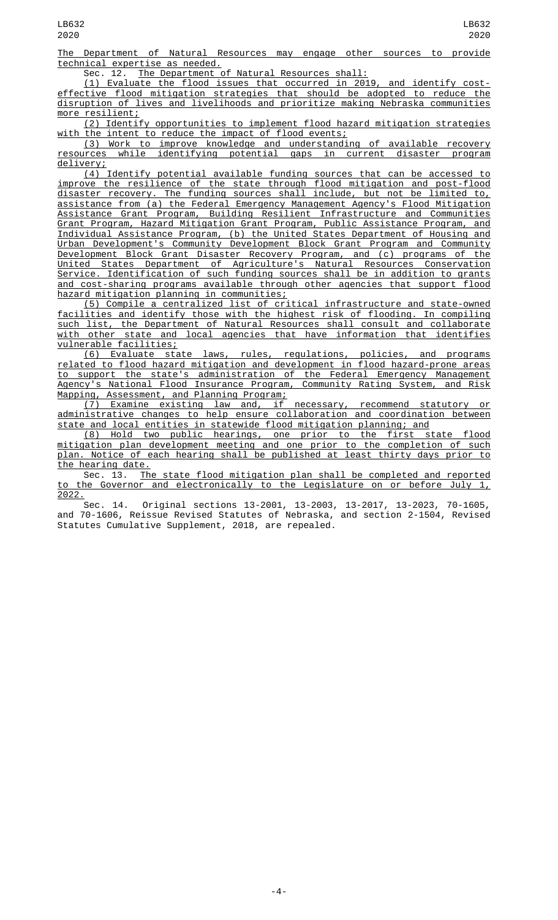The Department of Natural Resources may engage other sources to provide technical expertise as needed.

Sec. 12. The Department of Natural Resources shall:

(1) Evaluate the flood issues that occurred in 2019, and identify cost-effective flood mitigation strategies that should be adopted to reduce the disruption of lives and livelihoods and prioritize making Nebraska communities more resilient;

(2) Identify opportunities to implement flood hazard mitigation strategies with the intent to reduce the impact of flood events;

(3) Work to improve knowledge and understanding of available recovery resources while identifying potential gaps in current disaster program delivery;

(4) Identify potential available funding sources that can be accessed to improve the resilience of the state through flood mitigation and post-flood disaster recovery. The funding sources shall include, but not be limited to, assistance from (a) the Federal Emergency Management Agency's Flood Mitigation Assistance Grant Program, Building Resilient Infrastructure and Communities Grant Program, Hazard Mitigation Grant Program, Public Assistance Program, and Individual Assistance Program, (b) the United States Department of Housing and Urban Development's Community Development Block Grant Program and Community Development Block Grant Disaster Recovery Program, and (c) programs of the United States Department of Agriculture's Natural Resources Conservation Service. Identification of such funding sources shall be in addition to grants and cost-sharing programs available through other agencies that support flood hazard mitigation planning in communities;

(5) Compile a centralized list of critical infrastructure and state-owned facilities and identify those with the highest risk of flooding. In compiling such list, the Department of Natural Resources shall consult and collaborate with other state and local agencies that have information that identifies vulnerable facilities;

(6) Evaluate state laws, rules, regulations, policies, and programs related to flood hazard mitigation and development in flood hazard-prone areas to support the state's administration of the Federal Emergency Management Agency's National Flood Insurance Program, Community Rating System, and Risk Mapping, Assessment, and Planning Program;

(7) Examine existing law and, if necessary, recommend statutory or administrative changes to help ensure collaboration and coordination between state and local entities in statewide flood mitigation planning; and

(8) Hold two public hearings, one prior to the first state flood mitigation plan development meeting and one prior to the completion of such plan. Notice of each hearing shall be published at least thirty days prior to the hearing date.

Sec. 13. The state flood mitigation plan shall be completed and reported to the Governor and electronically to the Legislature on or before July 1, 2022.

Sec. 14. Original sections 13-2001, 13-2003, 13-2017, 13-2023, 70-1605, and 70-1606, Reissue Revised Statutes of Nebraska, and section 2-1504, Revised Statutes Cumulative Supplement, 2018, are repealed.